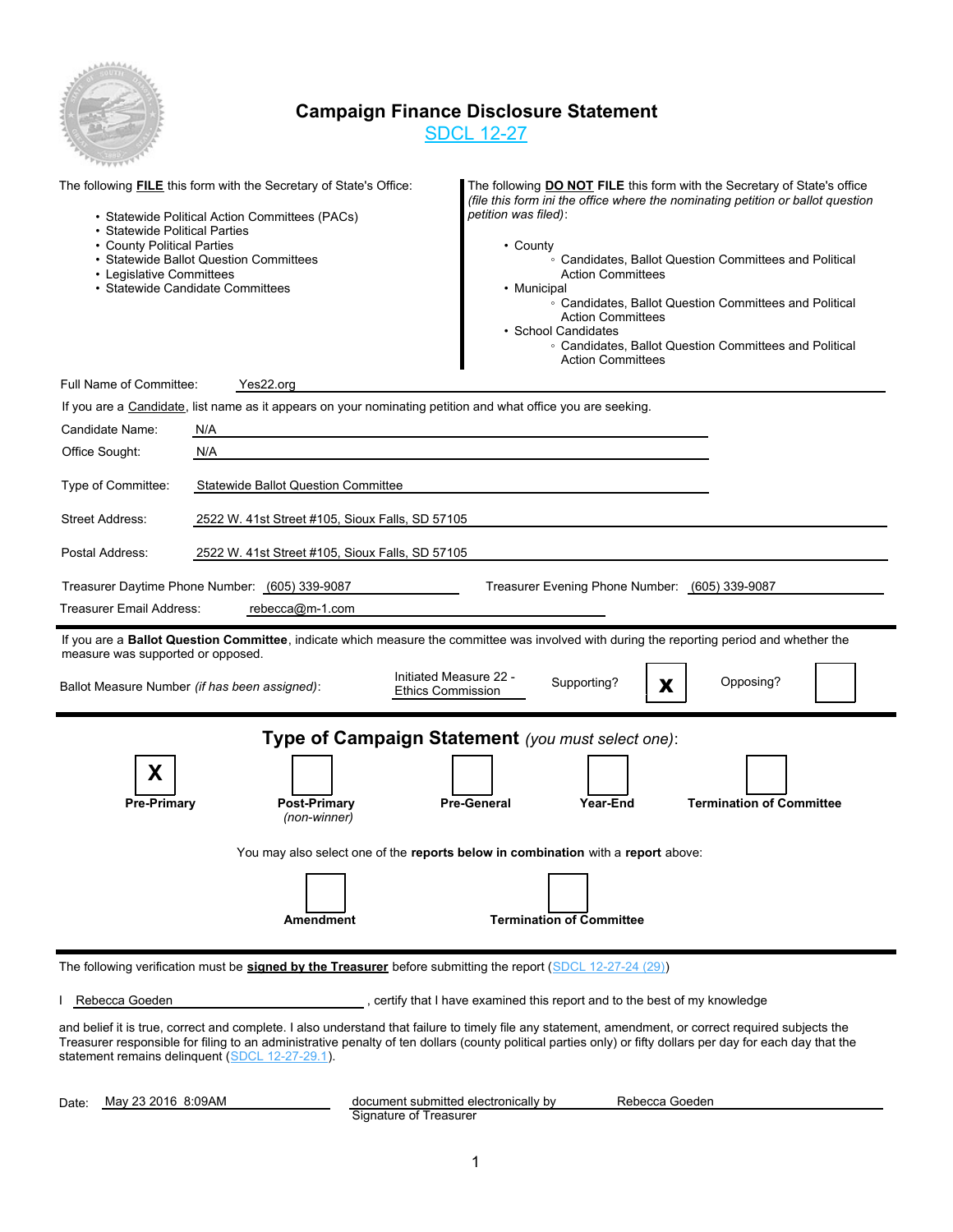# Campaign Finance Disclosure Statement

SDCL 12-27

The following **FILE** this form with the Secretary of State's Office:

- Statewide Political Action Committees (PACs)
- Statewide Political Parties
- County Political Parties
- Statewide Ballot Question Committees
- Legislative Committees
- Statewide Candidate Committees

The following **DO NOT FILE** this form with the Secretary of State's office *(file this form ini the office where the nominating petition or ballot question petition was filed)*:

- County
  - Candidates, Ballot Question Committees and Political Action Committees
- Municipal
  - Candidates, Ballot Question Committees and Political Action Committees
- School Candidates
  - Candidates, Ballot Question Committees and Political Action Committees

Full Name of Committee: Yes22.org

If you are a Candidate, list name as it appears on your nominating petition and what office you are seeking.

Candidate Name: N/A

Office Sought: N/A

Type of Committee: Statewide Ballot Question Committee

Street Address: 2522 W. 41st Street #105, Sioux Falls, SD 57105

Postal Address: 2522 W. 41st Street #105, Sioux Falls, SD 57105

Treasurer Daytime Phone Number: (605) 339-9087    Treasurer Evening Phone Number: (605) 339-9087

Treasurer Email Address: rebecca@m-1.com

If you are a **Ballot Question Committee**, indicate which measure the committee was involved with during the reporting period and whether the measure was supported or opposed.

Ballot Measure Number *(if has been assigned)*: Initiated Measure 22 - Ethics Commission    Supporting? [X]    Opposing? [ ]

## Type of Campaign Statement *(you must select one)*:

- [X] **Pre-Primary**
- [ ] **Post-Primary** *(non-winner)*
- [ ] **Pre-General**
- [ ] **Year-End**
- [ ] **Termination of Committee**

You may also select one of the **reports below in combination** with a **report** above:

- [ ] **Amendment**
- [ ] **Termination of Committee**

The following verification must be **signed by the Treasurer** before submitting the report (SDCL 12-27-24 (29))

I Rebecca Goeden, certify that I have examined this report and to the best of my knowledge and belief it is true, correct and complete. I also understand that failure to timely file any statement, amendment, or correct required subjects the Treasurer responsible for filing to an administrative penalty of ten dollars (county political parties only) or fifty dollars per day for each day that the statement remains delinquent (SDCL 12-27-29.1).

Date: May 23 2016 8:09AM    document submitted electronically by Rebecca Goeden

Signature of Treasurer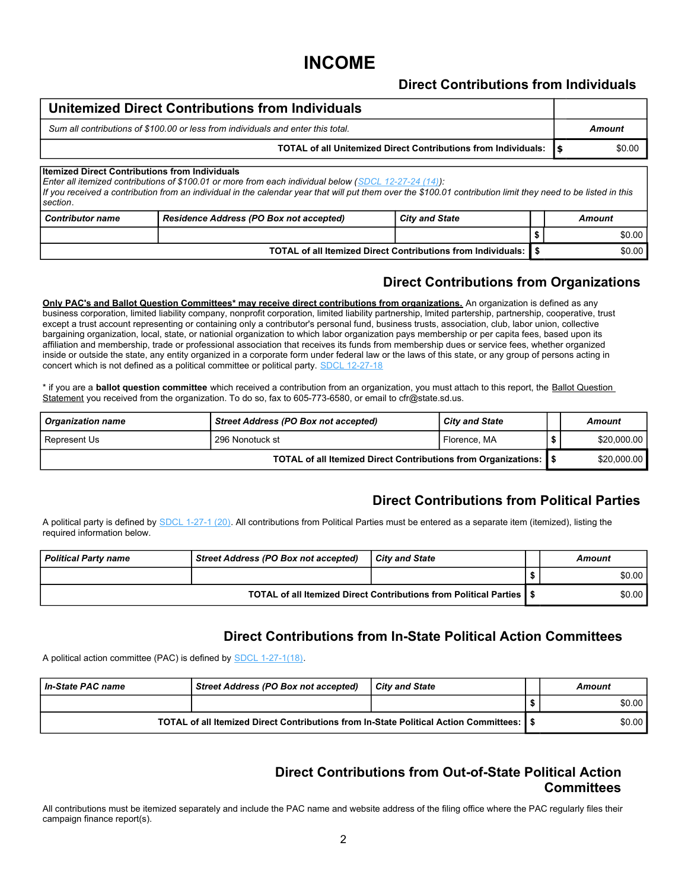# INCOME

## Direct Contributions from Individuals

| Unitemized Direct Contributions from Individuals | |
|---|---|
| *Sum all contributions of $100.00 or less from individuals and enter this total.* | ***Amount*** |
| **TOTAL of all Unitemized Direct Contributions from Individuals:** | **$** $0.00 |

**Itemized Direct Contributions from Individuals**
*Enter all itemized contributions of $100.01 or more from each individual below (SDCL 12-27-24 (14)):*
*If you received a contribution from an individual in the calendar year that will put them over the $100.01 contribution limit they need to be listed in this section.*

| *Contributor name* | *Residence Address (PO Box not accepted)* | *City and State* | | *Amount* |
|---|---|---|---|---|
| | | | $ | $0.00 |
| **TOTAL of all Itemized Direct Contributions from Individuals:** | | | **$** | $0.00 |

## Direct Contributions from Organizations

**Only PAC's and Ballot Question Committees* may receive direct contributions from organizations.** An organization is defined as any business corporation, limited liability company, nonprofit corporation, limited liability partnership, lmited partership, partnership, cooperative, trust except a trust account representing or containing only a contributor's personal fund, business trusts, association, club, labor union, collective bargaining organization, local, state, or nationial organization to which labor organization pays membership or per capita fees, based upon its affiliation and membership, trade or professional association that receives its funds from membership dues or service fees, whether organized inside or outside the state, any entity organized in a corporate form under federal law or the laws of this state, or any group of persons acting in concert which is not defined as a political committee or political party. SDCL 12-27-18

* if you are a **ballot question committee** which received a contribution from an organization, you must attach to this report, the Ballot Question Statement you received from the organization. To do so, fax to 605-773-6580, or email to cfr@state.sd.us.

| *Organization name* | *Street Address (PO Box not accepted)* | *City and State* | | *Amount* |
|---|---|---|---|---|
| Represent Us | 296 Nonotuck st | Florence, MA | $ | $20,000.00 |
| **TOTAL of all Itemized Direct Contributions from Organizations:** | | | **$** | $20,000.00 |

## Direct Contributions from Political Parties

A political party is defined by SDCL 1-27-1 (20). All contributions from Political Parties must be entered as a separate item (itemized), listing the required information below.

| *Political Party name* | *Street Address (PO Box not accepted)* | *City and State* | | *Amount* |
|---|---|---|---|---|
| | | | $ | $0.00 |
| **TOTAL of all Itemized Direct Contributions from Political Parties** | | | **$** | $0.00 |

## Direct Contributions from In-State Political Action Committees

A political action committee (PAC) is defined by SDCL 1-27-1(18).

| *In-State PAC name* | *Street Address (PO Box not accepted)* | *City and State* | | *Amount* |
|---|---|---|---|---|
| | | | $ | $0.00 |
| **TOTAL of all Itemized Direct Contributions from In-State Political Action Committees:** | | | **$** | $0.00 |

## Direct Contributions from Out-of-State Political Action Committees

All contributions must be itemized separately and include the PAC name and website address of the filing office where the PAC regularly files their campaign finance report(s).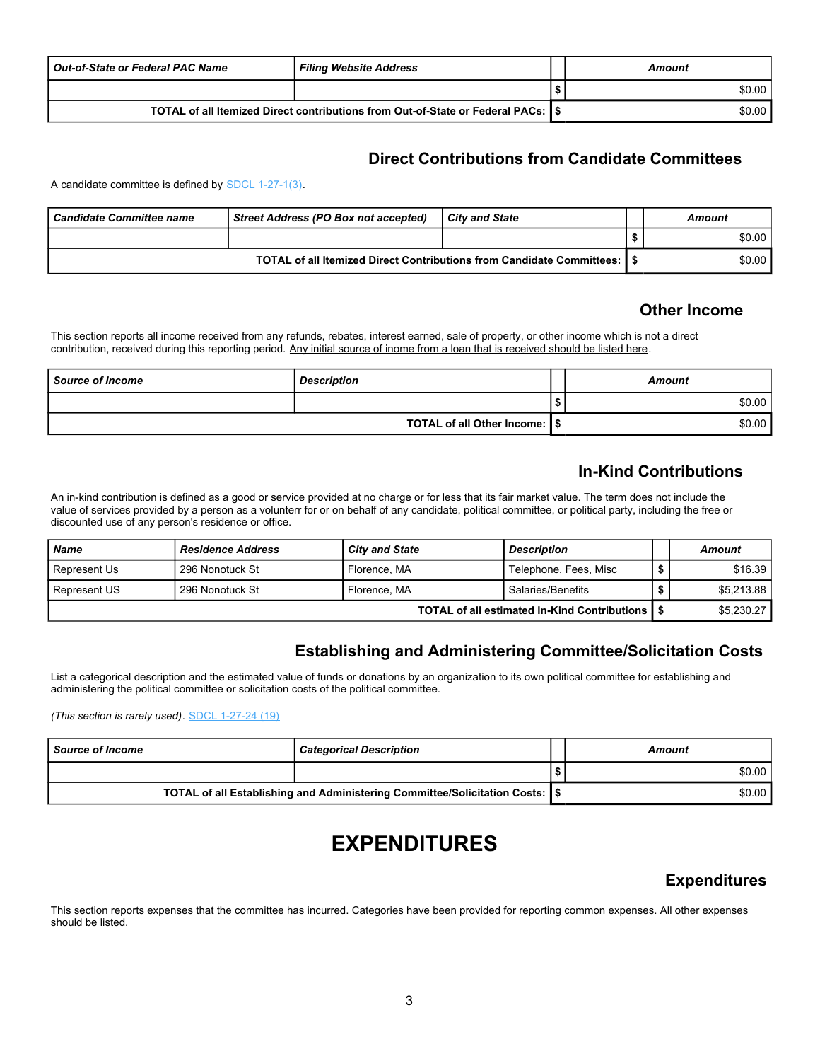| Out-of-State or Federal PAC Name | Filing Website Address | | Amount |
|---|---|---|---|
| | | $ | $0.00 |
| TOTAL of all Itemized Direct contributions from Out-of-State or Federal PACs: | | $ | $0.00 |

## Direct Contributions from Candidate Committees

A candidate committee is defined by SDCL 1-27-1(3).

| Candidate Committee name | Street Address (PO Box not accepted) | City and State | | Amount |
|---|---|---|---|---|
| | | | $ | $0.00 |
| TOTAL of all Itemized Direct Contributions from Candidate Committees: | | | $ | $0.00 |

## Other Income

This section reports all income received from any refunds, rebates, interest earned, sale of property, or other income which is not a direct contribution, received during this reporting period. Any initial source of inome from a loan that is received should be listed here.

| Source of Income | Description | | Amount |
|---|---|---|---|
| | | $ | $0.00 |
| TOTAL of all Other Income: | | $ | $0.00 |

## In-Kind Contributions

An in-kind contribution is defined as a good or service provided at no charge or for less that its fair market value. The term does not include the value of services provided by a person as a volunterr for or on behalf of any candidate, political committee, or political party, including the free or discounted use of any person's residence or office.

| Name | Residence Address | City and State | Description | | Amount |
|---|---|---|---|---|---|
| Represent Us | 296 Nonotuck St | Florence, MA | Telephone, Fees, Misc | $ | $16.39 |
| Represent US | 296 Nonotuck St | Florence, MA | Salaries/Benefits | $ | $5,213.88 |
| TOTAL of all estimated In-Kind Contributions | | | | $ | $5,230.27 |

## Establishing and Administering Committee/Solicitation Costs

List a categorical description and the estimated value of funds or donations by an organization to its own political committee for establishing and administering the political committee or solicitation costs of the political committee.

*(This section is rarely used)*. SDCL 1-27-24 (19)

| Source of Income | Categorical Description | | Amount |
|---|---|---|---|
| | | $ | $0.00 |
| TOTAL of all Establishing and Administering Committee/Solicitation Costs: | | $ | $0.00 |

# EXPENDITURES

## Expenditures

This section reports expenses that the committee has incurred. Categories have been provided for reporting common expenses. All other expenses should be listed.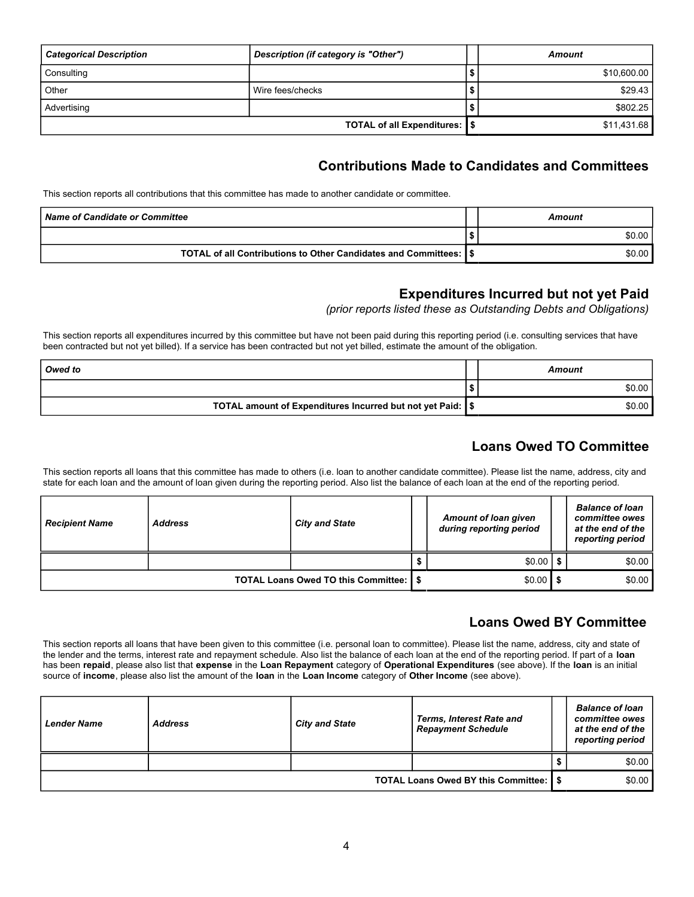| Categorical Description | Description (if category is "Other") | | Amount |
|---|---|---|---|
| Consulting | | $ | $10,600.00 |
| Other | Wire fees/checks | $ | $29.43 |
| Advertising | | $ | $802.25 |
| | TOTAL of all Expenditures: | $ | $11,431.68 |

## Contributions Made to Candidates and Committees

This section reports all contributions that this committee has made to another candidate or committee.

| Name of Candidate or Committee | | Amount |
|---|---|---|
| | $ | $0.00 |
| TOTAL of all Contributions to Other Candidates and Committees: | $ | $0.00 |

## Expenditures Incurred but not yet Paid

*(prior reports listed these as Outstanding Debts and Obligations)*

This section reports all expenditures incurred by this committee but have not been paid during this reporting period (i.e. consulting services that have been contracted but not yet billed). If a service has been contracted but not yet billed, estimate the amount of the obligation.

| Owed to | | Amount |
|---|---|---|
| | $ | $0.00 |
| TOTAL amount of Expenditures Incurred but not yet Paid: | $ | $0.00 |

## Loans Owed TO Committee

This section reports all loans that this committee has made to others (i.e. loan to another candidate committee). Please list the name, address, city and state for each loan and the amount of loan given during the reporting period. Also list the balance of each loan at the end of the reporting period.

| Recipient Name | Address | City and State | | Amount of loan given during reporting period | | Balance of loan committee owes at the end of the reporting period |
|---|---|---|---|---|---|---|
| | | | $ | $0.00 | $ | $0.00 |
| | | TOTAL Loans Owed TO this Committee: | $ | $0.00 | $ | $0.00 |

## Loans Owed BY Committee

This section reports all loans that have been given to this committee (i.e. personal loan to committee). Please list the name, address, city and state of the lender and the terms, interest rate and repayment schedule. Also list the balance of each loan at the end of the reporting period. If part of a **loan** has been **repaid**, please also list that **expense** in the **Loan Repayment** category of **Operational Expenditures** (see above). If the **loan** is an initial source of **income**, please also list the amount of the **loan** in the **Loan Income** category of **Other Income** (see above).

| Lender Name | Address | City and State | Terms, Interest Rate and Repayment Schedule | | Balance of loan committee owes at the end of the reporting period |
|---|---|---|---|---|---|
| | | | | $ | $0.00 |
| | | | TOTAL Loans Owed BY this Committee: | $ | $0.00 |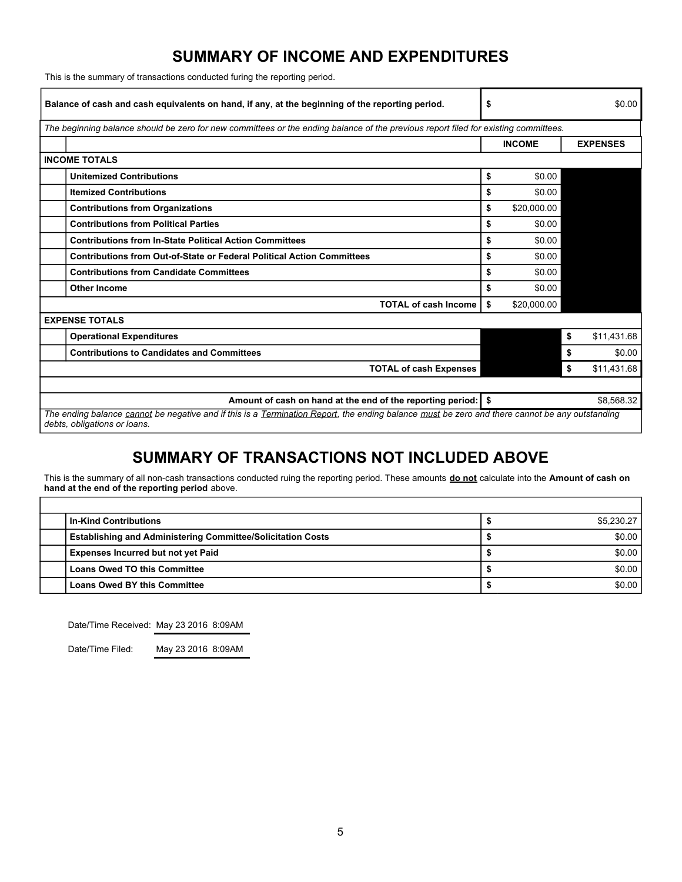# SUMMARY OF INCOME AND EXPENDITURES

This is the summary of transactions conducted furing the reporting period.

| | | | |
|---|---|---|---|
| **Balance of cash and cash equivalents on hand, if any, at the beginning of the reporting period.** | | $ $0.00 | |
| *The beginning balance should be zero for new committees or the ending balance of the previous report filed for existing committees.* | | | |
| | | **INCOME** | **EXPENSES** |
| **INCOME TOTALS** | | | |
| | **Unitemized Contributions** | $ $0.00 | |
| | **Itemized Contributions** | $ $0.00 | |
| | **Contributions from Organizations** | $ $20,000.00 | |
| | **Contributions from Political Parties** | $ $0.00 | |
| | **Contributions from In-State Political Action Committees** | $ $0.00 | |
| | **Contributions from Out-of-State or Federal Political Action Committees** | $ $0.00 | |
| | **Contributions from Candidate Committees** | $ $0.00 | |
| | **Other Income** | $ $0.00 | |
| | **TOTAL of cash Income** | $ $20,000.00 | |
| **EXPENSE TOTALS** | | | |
| | **Operational Expenditures** | | $ $11,431.68 |
| | **Contributions to Candidates and Committees** | | $ $0.00 |
| | **TOTAL of cash Expenses** | | $ $11,431.68 |
| | | | |
| | **Amount of cash on hand at the end of the reporting period:** | $ | $8,568.32 |

*The ending balance cannot be negative and if this is a Termination Report, the ending balance must be zero and there cannot be any outstanding debts, obligations or loans.*

# SUMMARY OF TRANSACTIONS NOT INCLUDED ABOVE

This is the summary of all non-cash transactions conducted ruing the reporting period. These amounts **do not** calculate into the **Amount of cash on hand at the end of the reporting period** above.

| | | |
|---|---|---|
| | **In-Kind Contributions** | $ $5,230.27 |
| | **Establishing and Administering Committee/Solicitation Costs** | $ $0.00 |
| | **Expenses Incurred but not yet Paid** | $ $0.00 |
| | **Loans Owed TO this Committee** | $ $0.00 |
| | **Loans Owed BY this Committee** | $ $0.00 |

Date/Time Received: May 23 2016 8:09AM

Date/Time Filed: May 23 2016 8:09AM